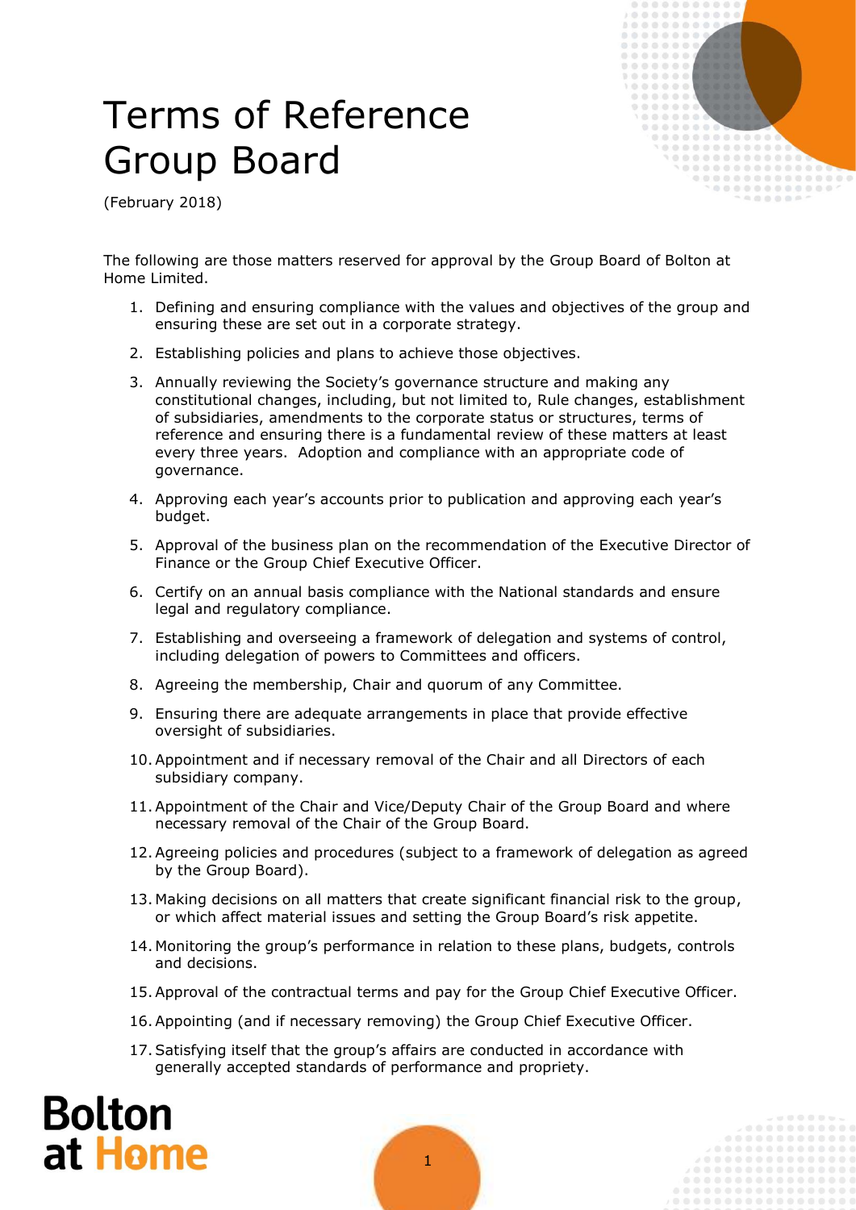# Terms of Reference Group Board

(February 2018)

The following are those matters reserved for approval by the Group Board of Bolton at Home Limited.

1. Defining and ensuring compliance with the values and objectives of the group and ensuring these are set out in a corporate strategy.
2. Establishing policies and plans to achieve those objectives.
3. Annually reviewing the Society's governance structure and making any constitutional changes, including, but not limited to, Rule changes, establishment of subsidiaries, amendments to the corporate status or structures, terms of reference and ensuring there is a fundamental review of these matters at least every three years. Adoption and compliance with an appropriate code of governance.
4. Approving each year's accounts prior to publication and approving each year's budget.
5. Approval of the business plan on the recommendation of the Executive Director of Finance or the Group Chief Executive Officer.
6. Certify on an annual basis compliance with the National standards and ensure legal and regulatory compliance.
7. Establishing and overseeing a framework of delegation and systems of control, including delegation of powers to Committees and officers.
8. Agreeing the membership, Chair and quorum of any Committee.
9. Ensuring there are adequate arrangements in place that provide effective oversight of subsidiaries.
10. Appointment and if necessary removal of the Chair and all Directors of each subsidiary company.
11. Appointment of the Chair and Vice/Deputy Chair of the Group Board and where necessary removal of the Chair of the Group Board.
12. Agreeing policies and procedures (subject to a framework of delegation as agreed by the Group Board).
13. Making decisions on all matters that create significant financial risk to the group, or which affect material issues and setting the Group Board's risk appetite.
14. Monitoring the group's performance in relation to these plans, budgets, controls and decisions.
15. Approval of the contractual terms and pay for the Group Chief Executive Officer.
16. Appointing (and if necessary removing) the Group Chief Executive Officer.
17. Satisfying itself that the group's affairs are conducted in accordance with generally accepted standards of performance and propriety.

Bolton at Home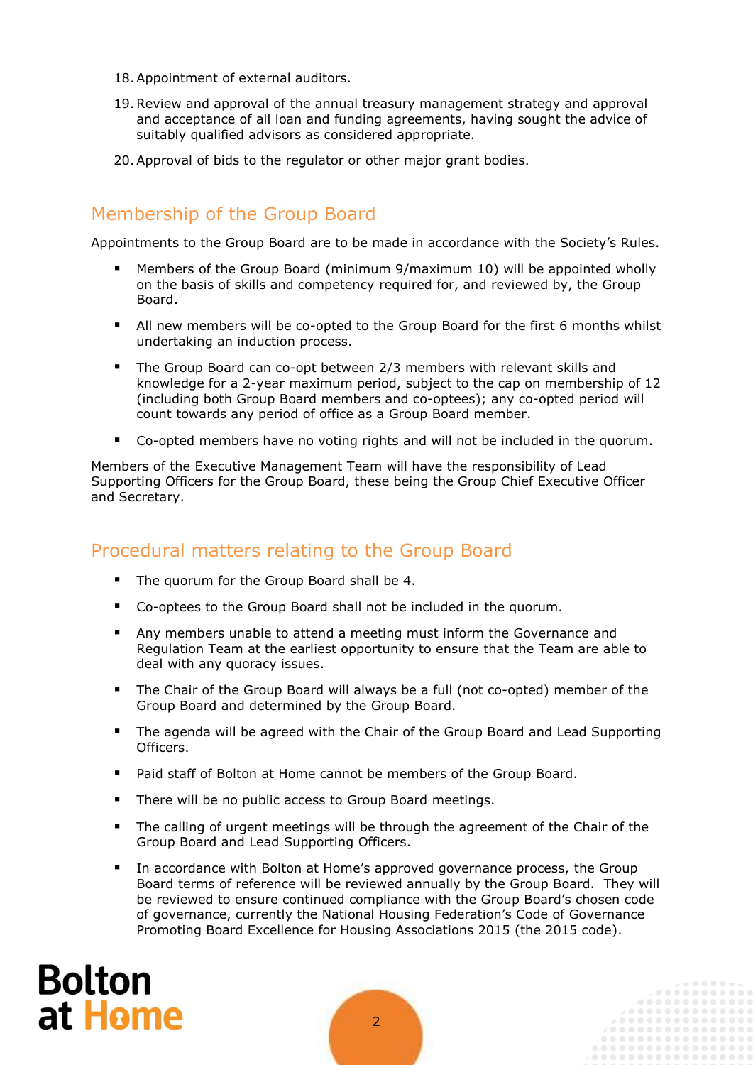18. Appointment of external auditors.

19. Review and approval of the annual treasury management strategy and approval and acceptance of all loan and funding agreements, having sought the advice of suitably qualified advisors as considered appropriate.

20. Approval of bids to the regulator or other major grant bodies.

## Membership of the Group Board

Appointments to the Group Board are to be made in accordance with the Society's Rules.

- Members of the Group Board (minimum 9/maximum 10) will be appointed wholly on the basis of skills and competency required for, and reviewed by, the Group Board.
- All new members will be co-opted to the Group Board for the first 6 months whilst undertaking an induction process.
- The Group Board can co-opt between 2/3 members with relevant skills and knowledge for a 2-year maximum period, subject to the cap on membership of 12 (including both Group Board members and co-optees); any co-opted period will count towards any period of office as a Group Board member.
- Co-opted members have no voting rights and will not be included in the quorum.

Members of the Executive Management Team will have the responsibility of Lead Supporting Officers for the Group Board, these being the Group Chief Executive Officer and Secretary.

## Procedural matters relating to the Group Board

- The quorum for the Group Board shall be 4.
- Co-optees to the Group Board shall not be included in the quorum.
- Any members unable to attend a meeting must inform the Governance and Regulation Team at the earliest opportunity to ensure that the Team are able to deal with any quoracy issues.
- The Chair of the Group Board will always be a full (not co-opted) member of the Group Board and determined by the Group Board.
- The agenda will be agreed with the Chair of the Group Board and Lead Supporting Officers.
- Paid staff of Bolton at Home cannot be members of the Group Board.
- There will be no public access to Group Board meetings.
- The calling of urgent meetings will be through the agreement of the Chair of the Group Board and Lead Supporting Officers.
- In accordance with Bolton at Home's approved governance process, the Group Board terms of reference will be reviewed annually by the Group Board. They will be reviewed to ensure continued compliance with the Group Board's chosen code of governance, currently the National Housing Federation's Code of Governance Promoting Board Excellence for Housing Associations 2015 (the 2015 code).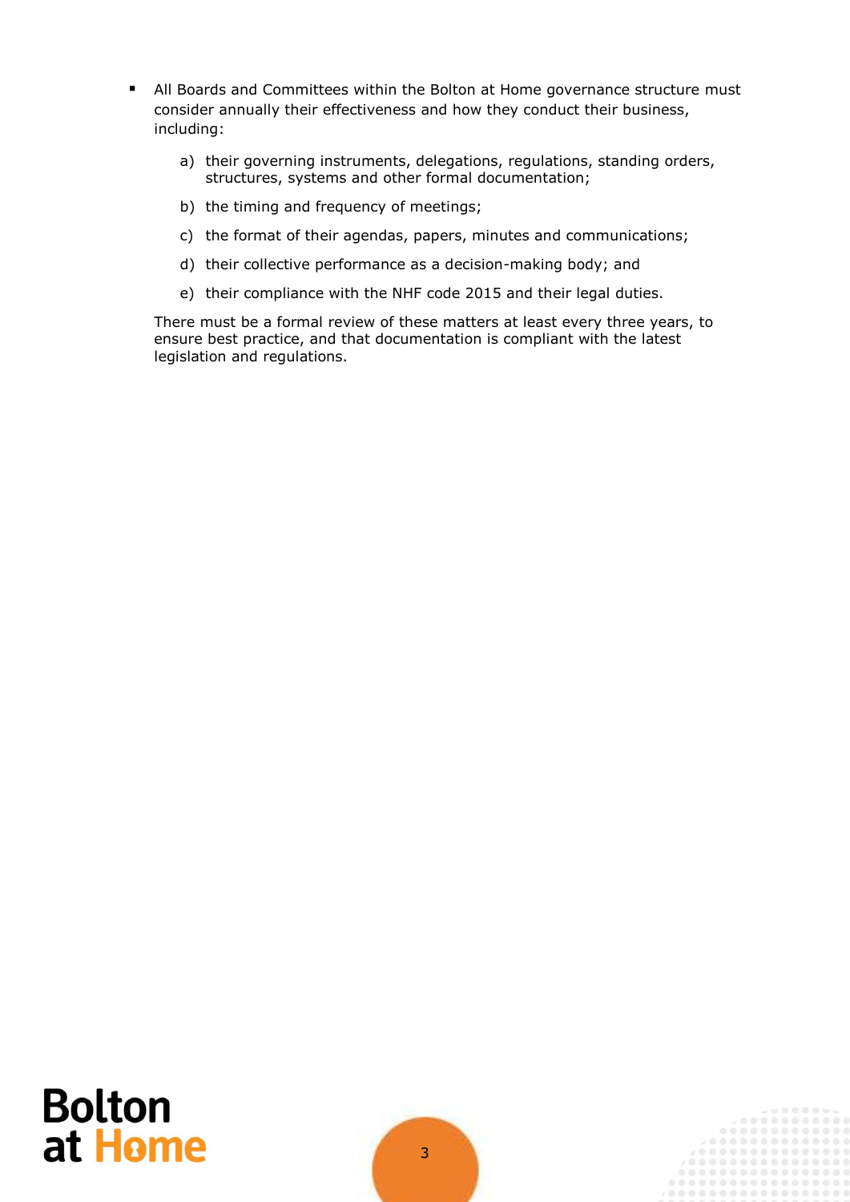- All Boards and Committees within the Bolton at Home governance structure must consider annually their effectiveness and how they conduct their business, including:

  a) their governing instruments, delegations, regulations, standing orders, structures, systems and other formal documentation;

  b) the timing and frequency of meetings;

  c) the format of their agendas, papers, minutes and communications;

  d) their collective performance as a decision-making body; and

  e) their compliance with the NHF code 2015 and their legal duties.

  There must be a formal review of these matters at least every three years, to ensure best practice, and that documentation is compliant with the latest legislation and regulations.